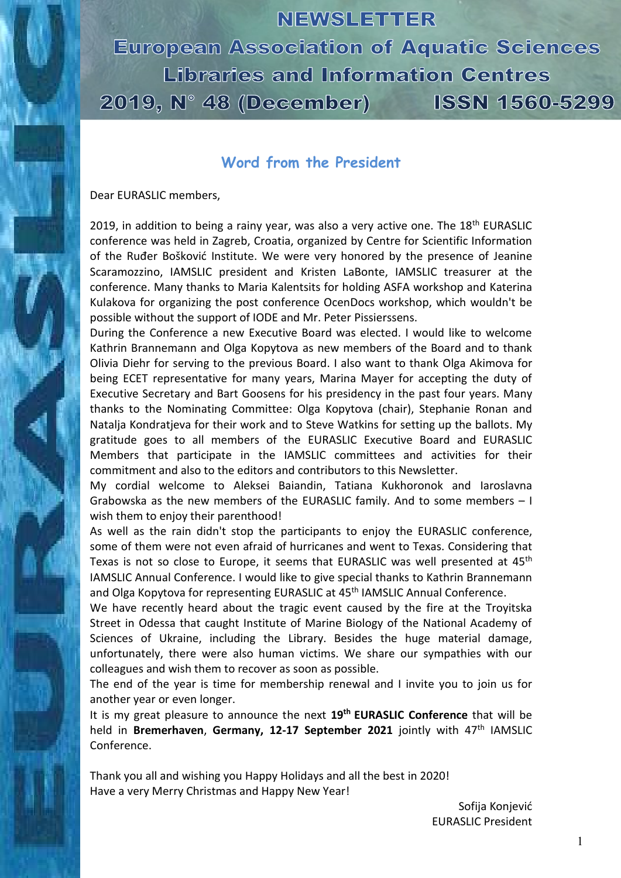# NEWSLETTER

# European Association of Aquatic Sciences Libraries and Information Centres

**2019, N° 48 (December) ISSN 1560-5299**

## Word from the President

Dear EURASLIC members,

2019, in addition to being a rainy year, was also a very active one. The 18th EURASLIC conference was held in Zagreb, Croatia, organized by Centre for Scientific Information of the Ruđer Bošković Institute. We were very honored by the presence of Jeanine Scaramozzino, IAMSLIC president and Kristen LaBonte, IAMSLIC treasurer at the conference. Many thanks to Maria Kalentsits for holding ASFA workshop and Katerina Kulakova for organizing the post conference OcenDocs workshop, which wouldn't be possible without the support of IODE and Mr. Peter Pissierssens.

During the Conference a new Executive Board was elected. I would like to welcome Kathrin Brannemann and Olga Kopytova as new members of the Board and to thank Olivia Diehr for serving to the previous Board. I also want to thank Olga Akimova for being ECET representative for many years, Marina Mayer for accepting the duty of Executive Secretary and Bart Goosens for his presidency in the past four years. Many thanks to the Nominating Committee: Olga Kopytova (chair), Stephanie Ronan and Natalja Kondratjeva for their work and to Steve Watkins for setting up the ballots. My gratitude goes to all members of the EURASLIC Executive Board and EURASLIC Members that participate in the IAMSLIC committees and activities for their commitment and also to the editors and contributors to this Newsletter.

My cordial welcome to Aleksei Baiandin, Tatiana Kukhoronok and Iaroslavna Grabowska as the new members of the EURASLIC family. And to some members – I wish them to enjoy their parenthood!

As well as the rain didn't stop the participants to enjoy the EURASLIC conference, some of them were not even afraid of hurricanes and went to Texas. Considering that Texas is not so close to Europe, it seems that EURASLIC was well presented at 45th IAMSLIC Annual Conference. I would like to give special thanks to Kathrin Brannemann and Olga Kopytova for representing EURASLIC at 45th IAMSLIC Annual Conference.

We have recently heard about the tragic event caused by the fire at the Troyitska Street in Odessa that caught Institute of Marine Biology of the National Academy of Sciences of Ukraine, including the Library. Besides the huge material damage, unfortunately, there were also human victims. We share our sympathies with our colleagues and wish them to recover as soon as possible.

The end of the year is time for membership renewal and I invite you to join us for another year or even longer.

It is my great pleasure to announce the next **19th EURASLIC Conference** that will be held in **Bremerhaven**, **Germany, 12-17 September 2021** jointly with 47th IAMSLIC Conference.

Thank you all and wishing you Happy Holidays and all the best in 2020!
Have a very Merry Christmas and Happy New Year!

Sofija Konjević
EURASLIC President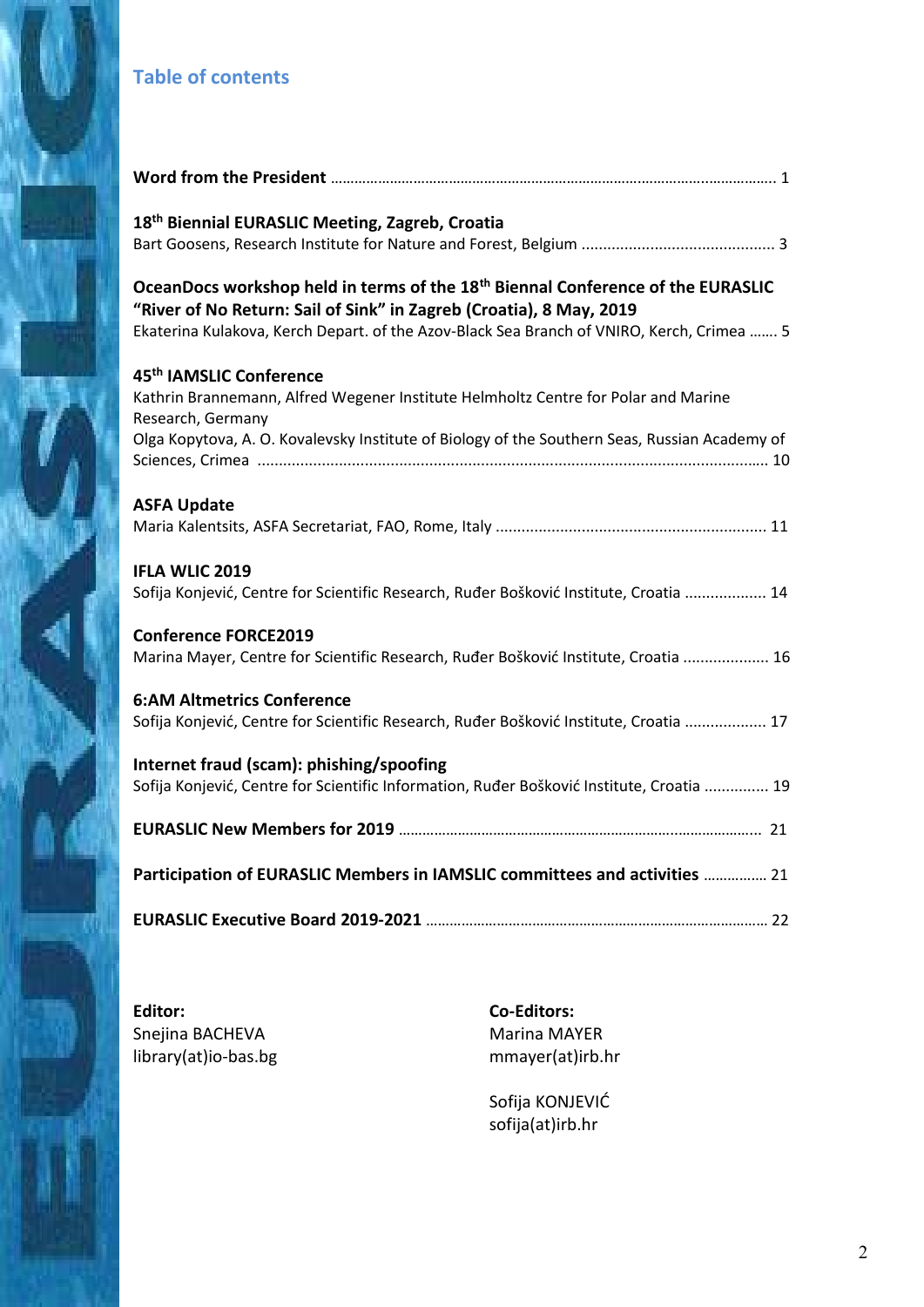## Table of contents

**Word from the President** ........................................................................................................ 1

**18th Biennial EURASLIC Meeting, Zagreb, Croatia**
Bart Goosens, Research Institute for Nature and Forest, Belgium ............................................ 3

**OceanDocs workshop held in terms of the 18th Biennal Conference of the EURASLIC "River of No Return: Sail of Sink" in Zagreb (Croatia), 8 May, 2019**
Ekaterina Kulakova, Kerch Depart. of the Azov-Black Sea Branch of VNIRO, Kerch, Crimea ……. 5

**45th IAMSLIC Conference**
Kathrin Brannemann, Alfred Wegener Institute Helmholtz Centre for Polar and Marine Research, Germany
Olga Kopytova, A. O. Kovalevsky Institute of Biology of the Southern Seas, Russian Academy of Sciences, Crimea ..................................................................................................................... 10

**ASFA Update**
Maria Kalentsits, ASFA Secretariat, FAO, Rome, Italy .............................................................. 11

**IFLA WLIC 2019**
Sofija Konjević, Centre for Scientific Research, Ruđer Bošković Institute, Croatia .................. 14

**Conference FORCE2019**
Marina Mayer, Centre for Scientific Research, Ruđer Bošković Institute, Croatia ................... 16

**6:AM Altmetrics Conference**
Sofija Konjević, Centre for Scientific Research, Ruđer Bošković Institute, Croatia .................. 17

**Internet fraud (scam): phishing/spoofing**
Sofija Konjević, Centre for Scientific Information, Ruđer Bošković Institute, Croatia .............. 19

**EURASLIC New Members for 2019** ........................................................................................ 21

**Participation of EURASLIC Members in IAMSLIC committees and activities** ................ 21

**EURASLIC Executive Board 2019-2021** ...................................................................................... 22

**Editor:**
Snejina BACHEVA
library(at)io-bas.bg

**Co-Editors:**
Marina MAYER
mmayer(at)irb.hr

Sofija KONJEVIĆ
sofija(at)irb.hr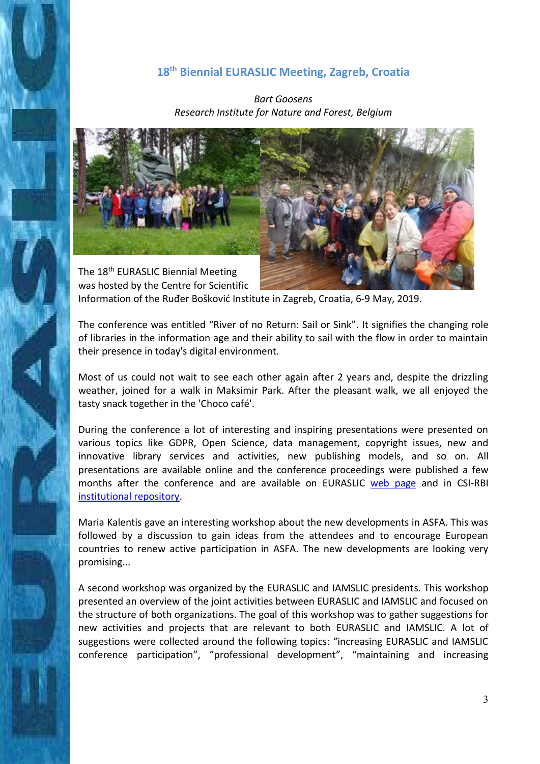## 18th Biennial EURASLIC Meeting, Zagreb, Croatia

*Bart Goosens*
*Research Institute for Nature and Forest, Belgium*

The 18th EURASLIC Biennial Meeting was hosted by the Centre for Scientific Information of the Ruđer Bošković Institute in Zagreb, Croatia, 6-9 May, 2019.

The conference was entitled "River of no Return: Sail or Sink". It signifies the changing role of libraries in the information age and their ability to sail with the flow in order to maintain their presence in today's digital environment.

Most of us could not wait to see each other again after 2 years and, despite the drizzling weather, joined for a walk in Maksimir Park. After the pleasant walk, we all enjoyed the tasty snack together in the 'Choco café'.

During the conference a lot of interesting and inspiring presentations were presented on various topics like GDPR, Open Science, data management, copyright issues, new and innovative library services and activities, new publishing models, and so on. All presentations are available online and the conference proceedings were published a few months after the conference and are available on EURASLIC web page and in CSI-RBI institutional repository.

Maria Kalentis gave an interesting workshop about the new developments in ASFA. This was followed by a discussion to gain ideas from the attendees and to encourage European countries to renew active participation in ASFA. The new developments are looking very promising...

A second workshop was organized by the EURASLIC and IAMSLIC presidents. This workshop presented an overview of the joint activities between EURASLIC and IAMSLIC and focused on the structure of both organizations. The goal of this workshop was to gather suggestions for new activities and projects that are relevant to both EURASLIC and IAMSLIC. A lot of suggestions were collected around the following topics: "increasing EURASLIC and IAMSLIC conference participation", "professional development", "maintaining and increasing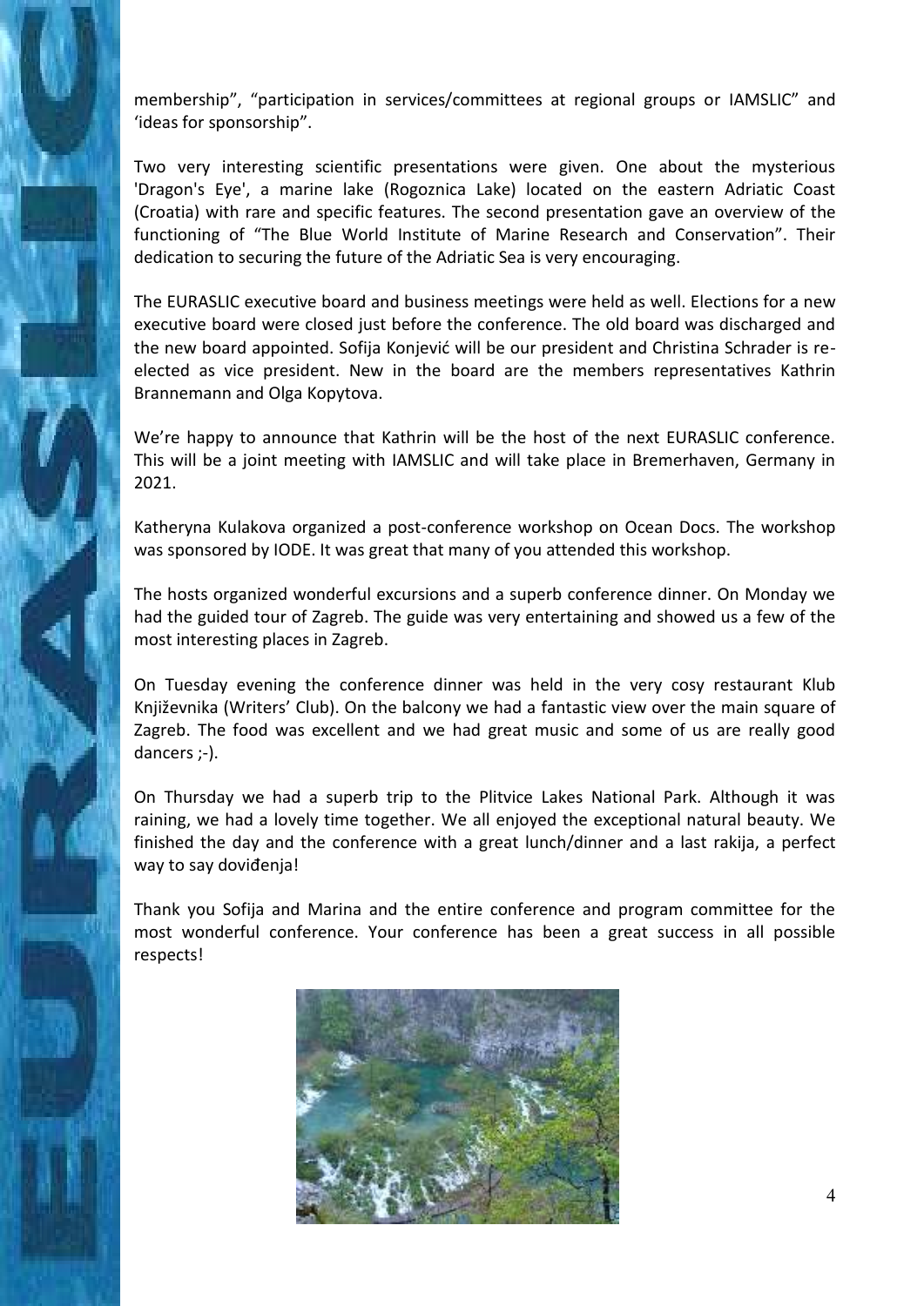membership", "participation in services/committees at regional groups or IAMSLIC" and 'ideas for sponsorship".

Two very interesting scientific presentations were given. One about the mysterious 'Dragon's Eye', a marine lake (Rogoznica Lake) located on the eastern Adriatic Coast (Croatia) with rare and specific features. The second presentation gave an overview of the functioning of "The Blue World Institute of Marine Research and Conservation". Their dedication to securing the future of the Adriatic Sea is very encouraging.

The EURASLIC executive board and business meetings were held as well. Elections for a new executive board were closed just before the conference. The old board was discharged and the new board appointed. Sofija Konjević will be our president and Christina Schrader is re-elected as vice president. New in the board are the members representatives Kathrin Brannemann and Olga Kopytova.

We're happy to announce that Kathrin will be the host of the next EURASLIC conference. This will be a joint meeting with IAMSLIC and will take place in Bremerhaven, Germany in 2021.

Katheryna Kulakova organized a post-conference workshop on Ocean Docs. The workshop was sponsored by IODE. It was great that many of you attended this workshop.

The hosts organized wonderful excursions and a superb conference dinner. On Monday we had the guided tour of Zagreb. The guide was very entertaining and showed us a few of the most interesting places in Zagreb.

On Tuesday evening the conference dinner was held in the very cosy restaurant Klub Književnika (Writers' Club). On the balcony we had a fantastic view over the main square of Zagreb. The food was excellent and we had great music and some of us are really good dancers ;-).

On Thursday we had a superb trip to the Plitvice Lakes National Park. Although it was raining, we had a lovely time together. We all enjoyed the exceptional natural beauty. We finished the day and the conference with a great lunch/dinner and a last rakija, a perfect way to say doviđenja!

Thank you Sofija and Marina and the entire conference and program committee for the most wonderful conference. Your conference has been a great success in all possible respects!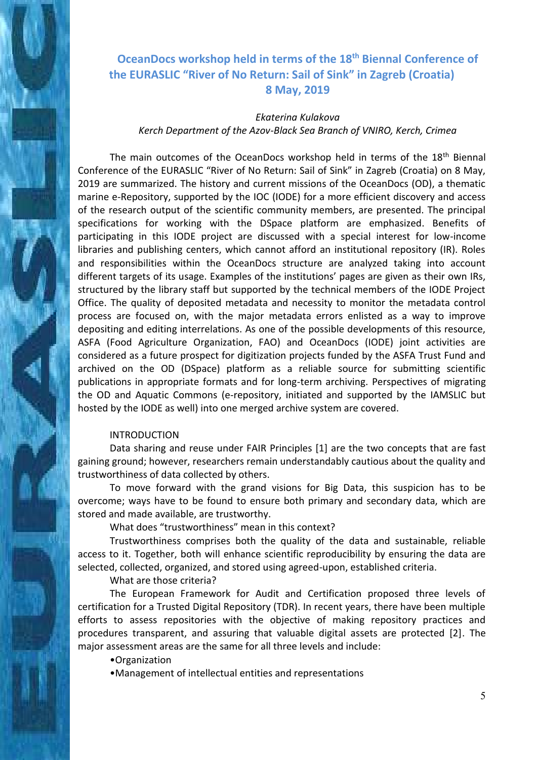## OceanDocs workshop held in terms of the 18th Biennal Conference of the EURASLIC "River of No Return: Sail of Sink" in Zagreb (Croatia) 8 May, 2019

*Ekaterina Kulakova*
*Kerch Department of the Azov-Black Sea Branch of VNIRO, Kerch, Crimea*

The main outcomes of the OceanDocs workshop held in terms of the 18th Biennal Conference of the EURASLIC "River of No Return: Sail of Sink" in Zagreb (Croatia) on 8 May, 2019 are summarized. The history and current missions of the OceanDocs (OD), a thematic marine e-Repository, supported by the IOC (IODE) for a more efficient discovery and access of the research output of the scientific community members, are presented. The principal specifications for working with the DSpace platform are emphasized. Benefits of participating in this IODE project are discussed with a special interest for low-income libraries and publishing centers, which cannot afford an institutional repository (IR). Roles and responsibilities within the OceanDocs structure are analyzed taking into account different targets of its usage. Examples of the institutions' pages are given as their own IRs, structured by the library staff but supported by the technical members of the IODE Project Office. The quality of deposited metadata and necessity to monitor the metadata control process are focused on, with the major metadata errors enlisted as a way to improve depositing and editing interrelations. As one of the possible developments of this resource, ASFA (Food Agriculture Organization, FAO) and OceanDocs (IODE) joint activities are considered as a future prospect for digitization projects funded by the ASFA Trust Fund and archived on the OD (DSpace) platform as a reliable source for submitting scientific publications in appropriate formats and for long-term archiving. Perspectives of migrating the OD and Aquatic Commons (e-repository, initiated and supported by the IAMSLIC but hosted by the IODE as well) into one merged archive system are covered.

### INTRODUCTION

Data sharing and reuse under FAIR Principles [1] are the two concepts that are fast gaining ground; however, researchers remain understandably cautious about the quality and trustworthiness of data collected by others.

To move forward with the grand visions for Big Data, this suspicion has to be overcome; ways have to be found to ensure both primary and secondary data, which are stored and made available, are trustworthy.

What does "trustworthiness" mean in this context?

Trustworthiness comprises both the quality of the data and sustainable, reliable access to it. Together, both will enhance scientific reproducibility by ensuring the data are selected, collected, organized, and stored using agreed-upon, established criteria.

What are those criteria?

The European Framework for Audit and Certification proposed three levels of certification for a Trusted Digital Repository (TDR). In recent years, there have been multiple efforts to assess repositories with the objective of making repository practices and procedures transparent, and assuring that valuable digital assets are protected [2]. The major assessment areas are the same for all three levels and include:

- Organization
- Management of intellectual entities and representations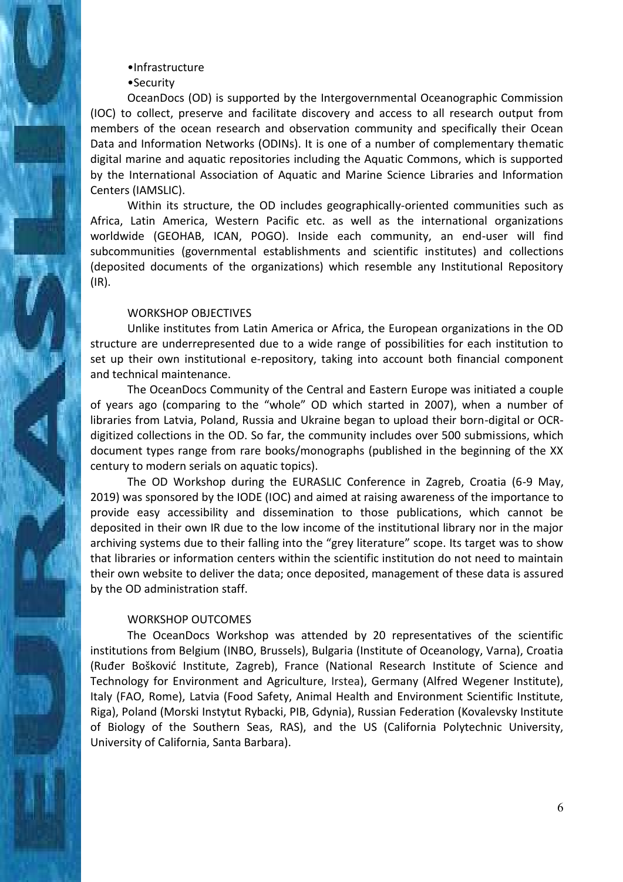- Infrastructure
- Security

OceanDocs (OD) is supported by the Intergovernmental Oceanographic Commission (IOC) to collect, preserve and facilitate discovery and access to all research output from members of the ocean research and observation community and specifically their Ocean Data and Information Networks (ODINs). It is one of a number of complementary thematic digital marine and aquatic repositories including the Aquatic Commons, which is supported by the International Association of Aquatic and Marine Science Libraries and Information Centers (IAMSLIC).

Within its structure, the OD includes geographically-oriented communities such as Africa, Latin America, Western Pacific etc. as well as the international organizations worldwide (GEOHAB, ICAN, POGO). Inside each community, an end-user will find subcommunities (governmental establishments and scientific institutes) and collections (deposited documents of the organizations) which resemble any Institutional Repository (IR).

## WORKSHOP OBJECTIVES

Unlike institutes from Latin America or Africa, the European organizations in the OD structure are underrepresented due to a wide range of possibilities for each institution to set up their own institutional e-repository, taking into account both financial component and technical maintenance.

The OceanDocs Community of the Central and Eastern Europe was initiated a couple of years ago (comparing to the "whole" OD which started in 2007), when a number of libraries from Latvia, Poland, Russia and Ukraine began to upload their born-digital or OCR-digitized collections in the OD. So far, the community includes over 500 submissions, which document types range from rare books/monographs (published in the beginning of the XX century to modern serials on aquatic topics).

The OD Workshop during the EURASLIC Conference in Zagreb, Croatia (6-9 May, 2019) was sponsored by the IODE (IOC) and aimed at raising awareness of the importance to provide easy accessibility and dissemination to those publications, which cannot be deposited in their own IR due to the low income of the institutional library nor in the major archiving systems due to their falling into the "grey literature" scope. Its target was to show that libraries or information centers within the scientific institution do not need to maintain their own website to deliver the data; once deposited, management of these data is assured by the OD administration staff.

## WORKSHOP OUTCOMES

The OceanDocs Workshop was attended by 20 representatives of the scientific institutions from Belgium (INBO, Brussels), Bulgaria (Institute of Oceanology, Varna), Croatia (Ruđer Bošković Institute, Zagreb), France (National Research Institute of Science and Technology for Environment and Agriculture, Irstea), Germany (Alfred Wegener Institute), Italy (FAO, Rome), Latvia (Food Safety, Animal Health and Environment Scientific Institute, Riga), Poland (Morski Instytut Rybacki, PIB, Gdynia), Russian Federation (Kovalevsky Institute of Biology of the Southern Seas, RAS), and the US (California Polytechnic University, University of California, Santa Barbara).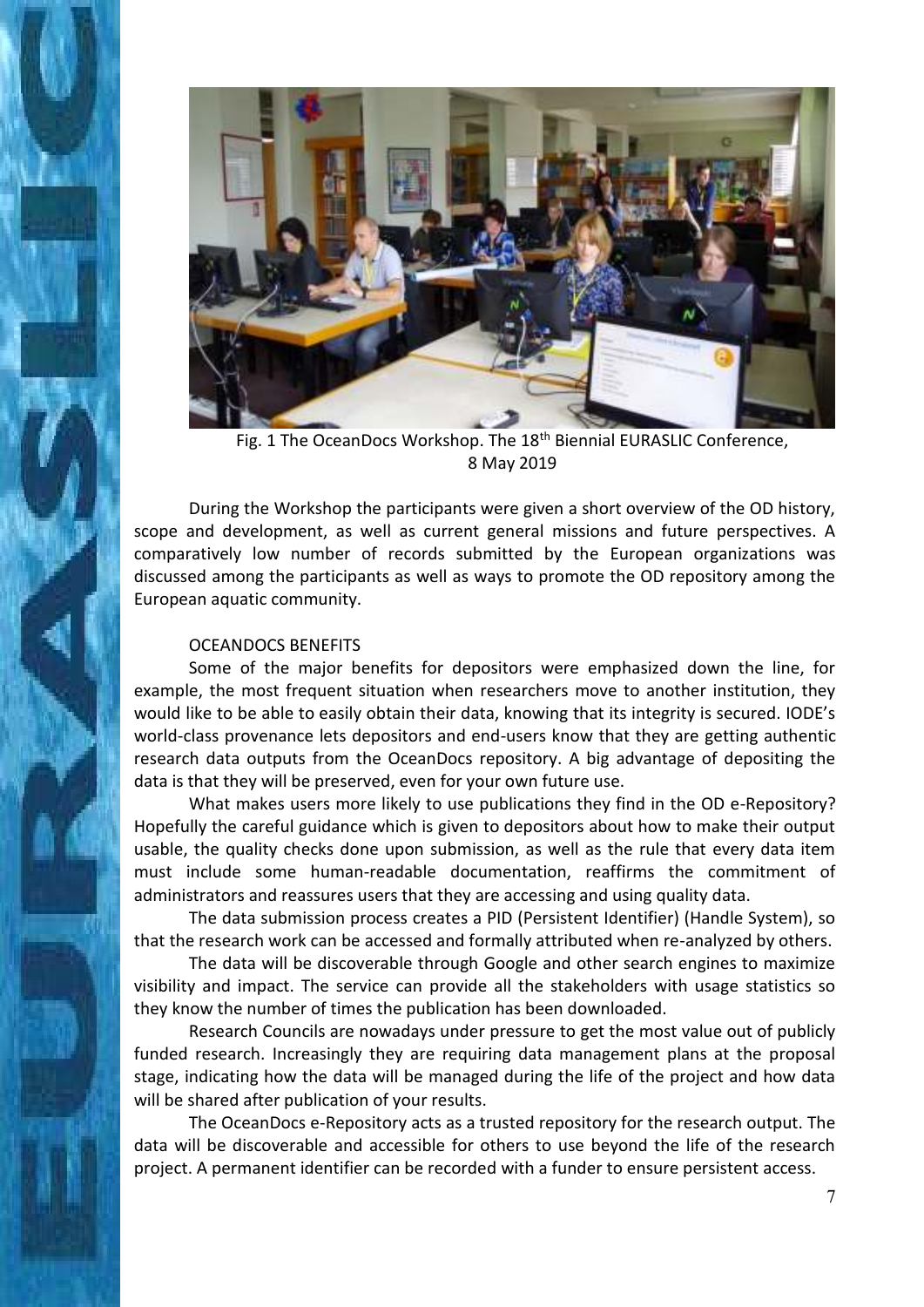Fig. 1 The OceanDocs Workshop. The 18th Biennial EURASLIC Conference, 8 May 2019

During the Workshop the participants were given a short overview of the OD history, scope and development, as well as current general missions and future perspectives. A comparatively low number of records submitted by the European organizations was discussed among the participants as well as ways to promote the OD repository among the European aquatic community.

OCEANDOCS BENEFITS

Some of the major benefits for depositors were emphasized down the line, for example, the most frequent situation when researchers move to another institution, they would like to be able to easily obtain their data, knowing that its integrity is secured. IODE's world-class provenance lets depositors and end-users know that they are getting authentic research data outputs from the OceanDocs repository. A big advantage of depositing the data is that they will be preserved, even for your own future use.

What makes users more likely to use publications they find in the OD e-Repository? Hopefully the careful guidance which is given to depositors about how to make their output usable, the quality checks done upon submission, as well as the rule that every data item must include some human-readable documentation, reaffirms the commitment of administrators and reassures users that they are accessing and using quality data.

The data submission process creates a PID (Persistent Identifier) (Handle System), so that the research work can be accessed and formally attributed when re-analyzed by others.

The data will be discoverable through Google and other search engines to maximize visibility and impact. The service can provide all the stakeholders with usage statistics so they know the number of times the publication has been downloaded.

Research Councils are nowadays under pressure to get the most value out of publicly funded research. Increasingly they are requiring data management plans at the proposal stage, indicating how the data will be managed during the life of the project and how data will be shared after publication of your results.

The OceanDocs e-Repository acts as a trusted repository for the research output. The data will be discoverable and accessible for others to use beyond the life of the research project. A permanent identifier can be recorded with a funder to ensure persistent access.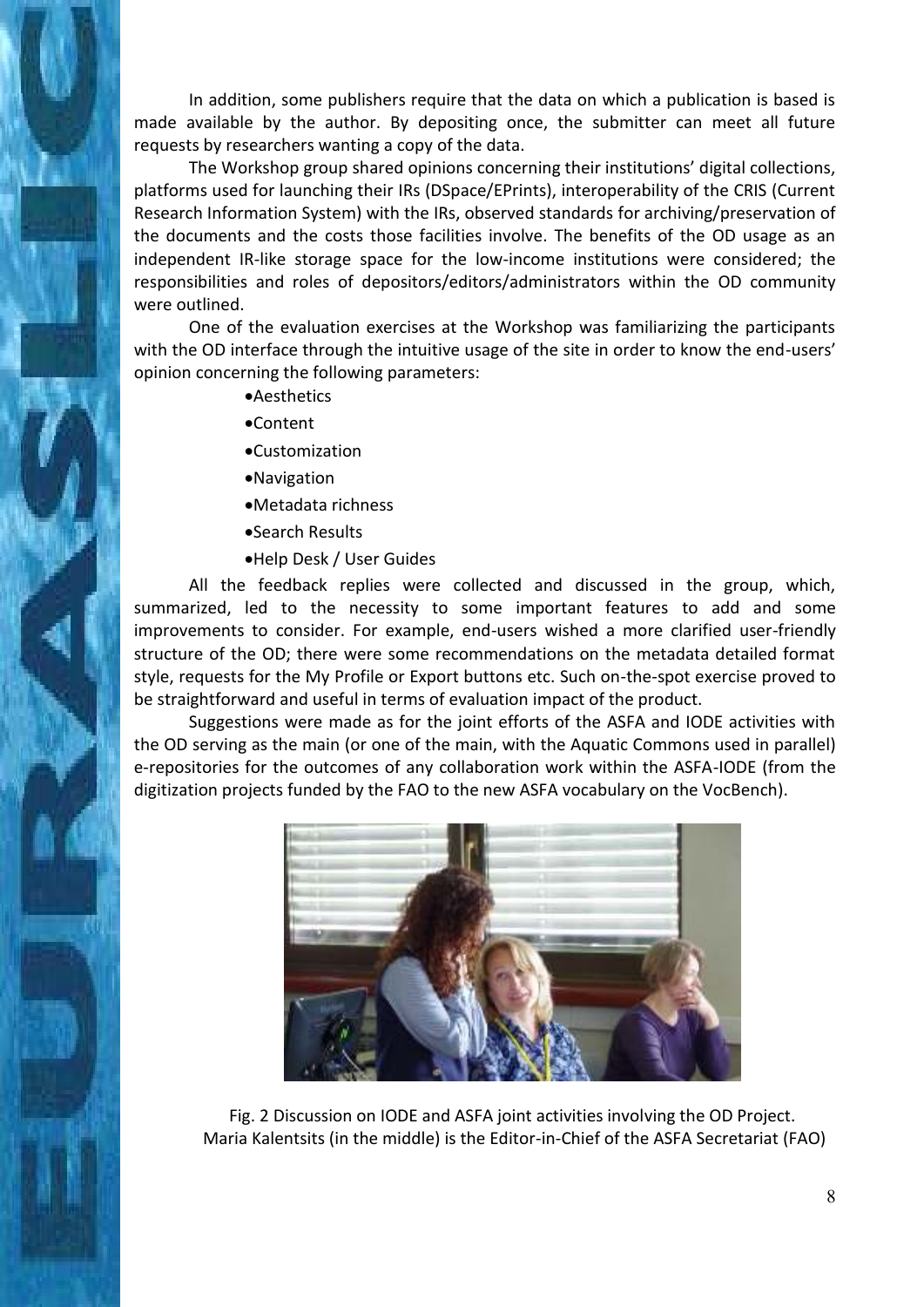In addition, some publishers require that the data on which a publication is based is made available by the author. By depositing once, the submitter can meet all future requests by researchers wanting a copy of the data.

The Workshop group shared opinions concerning their institutions' digital collections, platforms used for launching their IRs (DSpace/EPrints), interoperability of the CRIS (Current Research Information System) with the IRs, observed standards for archiving/preservation of the documents and the costs those facilities involve. The benefits of the OD usage as an independent IR-like storage space for the low-income institutions were considered; the responsibilities and roles of depositors/editors/administrators within the OD community were outlined.

One of the evaluation exercises at the Workshop was familiarizing the participants with the OD interface through the intuitive usage of the site in order to know the end-users' opinion concerning the following parameters:

- Aesthetics
- Content
- Customization
- Navigation
- Metadata richness
- Search Results
- Help Desk / User Guides

All the feedback replies were collected and discussed in the group, which, summarized, led to the necessity to some important features to add and some improvements to consider. For example, end-users wished a more clarified user-friendly structure of the OD; there were some recommendations on the metadata detailed format style, requests for the My Profile or Export buttons etc. Such on-the-spot exercise proved to be straightforward and useful in terms of evaluation impact of the product.

Suggestions were made as for the joint efforts of the ASFA and IODE activities with the OD serving as the main (or one of the main, with the Aquatic Commons used in parallel) e-repositories for the outcomes of any collaboration work within the ASFA-IODE (from the digitization projects funded by the FAO to the new ASFA vocabulary on the VocBench).

Fig. 2 Discussion on IODE and ASFA joint activities involving the OD Project. Maria Kalentsits (in the middle) is the Editor-in-Chief of the ASFA Secretariat (FAO)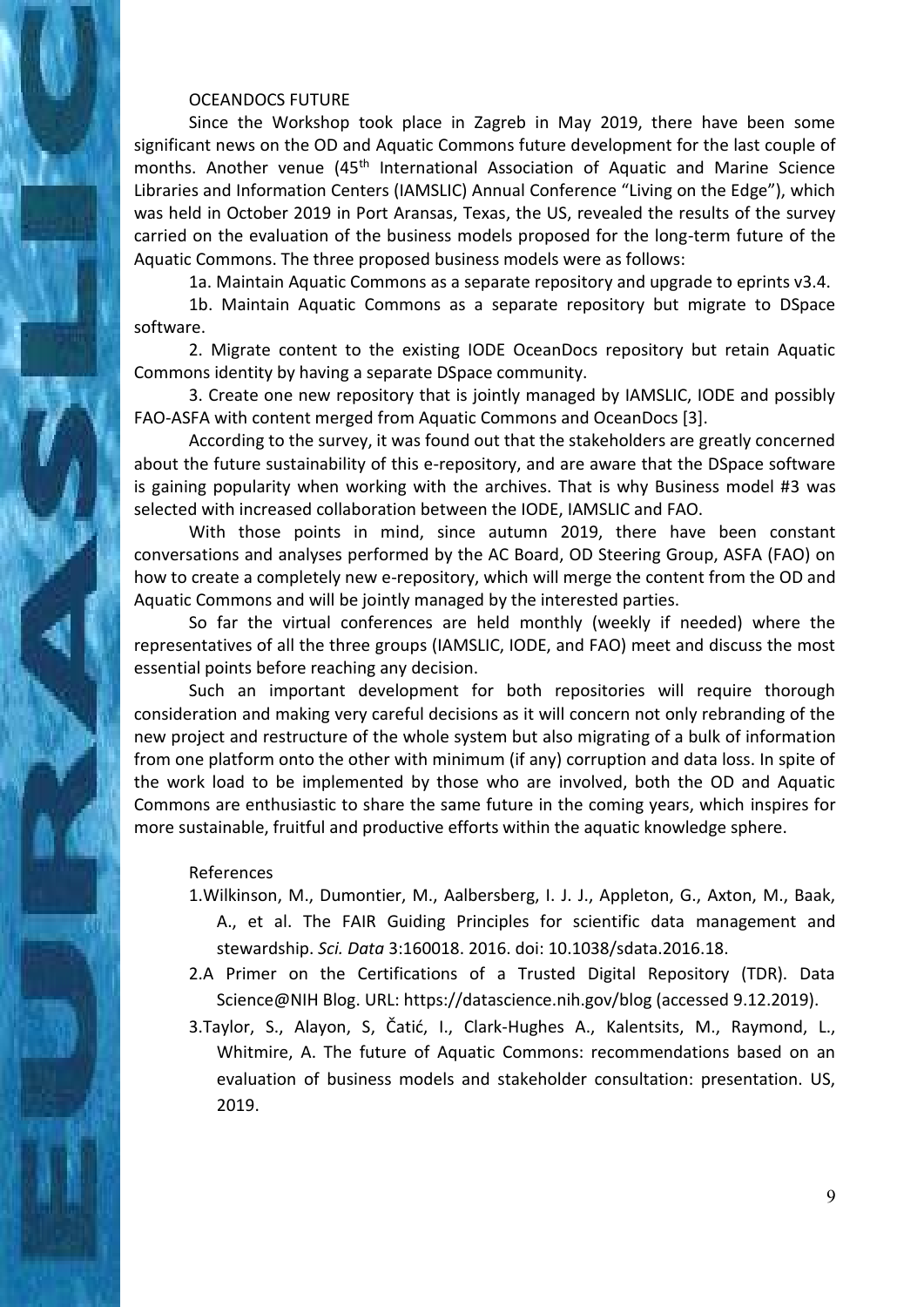## OCEANDOCS FUTURE

Since the Workshop took place in Zagreb in May 2019, there have been some significant news on the OD and Aquatic Commons future development for the last couple of months. Another venue (45th International Association of Aquatic and Marine Science Libraries and Information Centers (IAMSLIC) Annual Conference "Living on the Edge"), which was held in October 2019 in Port Aransas, Texas, the US, revealed the results of the survey carried on the evaluation of the business models proposed for the long-term future of the Aquatic Commons. The three proposed business models were as follows:

1a. Maintain Aquatic Commons as a separate repository and upgrade to eprints v3.4.

1b. Maintain Aquatic Commons as a separate repository but migrate to DSpace software.

2. Migrate content to the existing IODE OceanDocs repository but retain Aquatic Commons identity by having a separate DSpace community.

3. Create one new repository that is jointly managed by IAMSLIC, IODE and possibly FAO-ASFA with content merged from Aquatic Commons and OceanDocs [3].

According to the survey, it was found out that the stakeholders are greatly concerned about the future sustainability of this e-repository, and are aware that the DSpace software is gaining popularity when working with the archives. That is why Business model #3 was selected with increased collaboration between the IODE, IAMSLIC and FAO.

With those points in mind, since autumn 2019, there have been constant conversations and analyses performed by the AC Board, OD Steering Group, ASFA (FAO) on how to create a completely new e-repository, which will merge the content from the OD and Aquatic Commons and will be jointly managed by the interested parties.

So far the virtual conferences are held monthly (weekly if needed) where the representatives of all the three groups (IAMSLIC, IODE, and FAO) meet and discuss the most essential points before reaching any decision.

Such an important development for both repositories will require thorough consideration and making very careful decisions as it will concern not only rebranding of the new project and restructure of the whole system but also migrating of a bulk of information from one platform onto the other with minimum (if any) corruption and data loss. In spite of the work load to be implemented by those who are involved, both the OD and Aquatic Commons are enthusiastic to share the same future in the coming years, which inspires for more sustainable, fruitful and productive efforts within the aquatic knowledge sphere.

### References

1. Wilkinson, M., Dumontier, M., Aalbersberg, I. J. J., Appleton, G., Axton, M., Baak, A., et al. The FAIR Guiding Principles for scientific data management and stewardship. *Sci. Data* 3:160018. 2016. doi: 10.1038/sdata.2016.18.
2. A Primer on the Certifications of a Trusted Digital Repository (TDR). Data Science@NIH Blog. URL: https://datascience.nih.gov/blog (accessed 9.12.2019).
3. Taylor, S., Alayon, S, Čatić, I., Clark-Hughes A., Kalentsits, M., Raymond, L., Whitmire, A. The future of Aquatic Commons: recommendations based on an evaluation of business models and stakeholder consultation: presentation. US, 2019.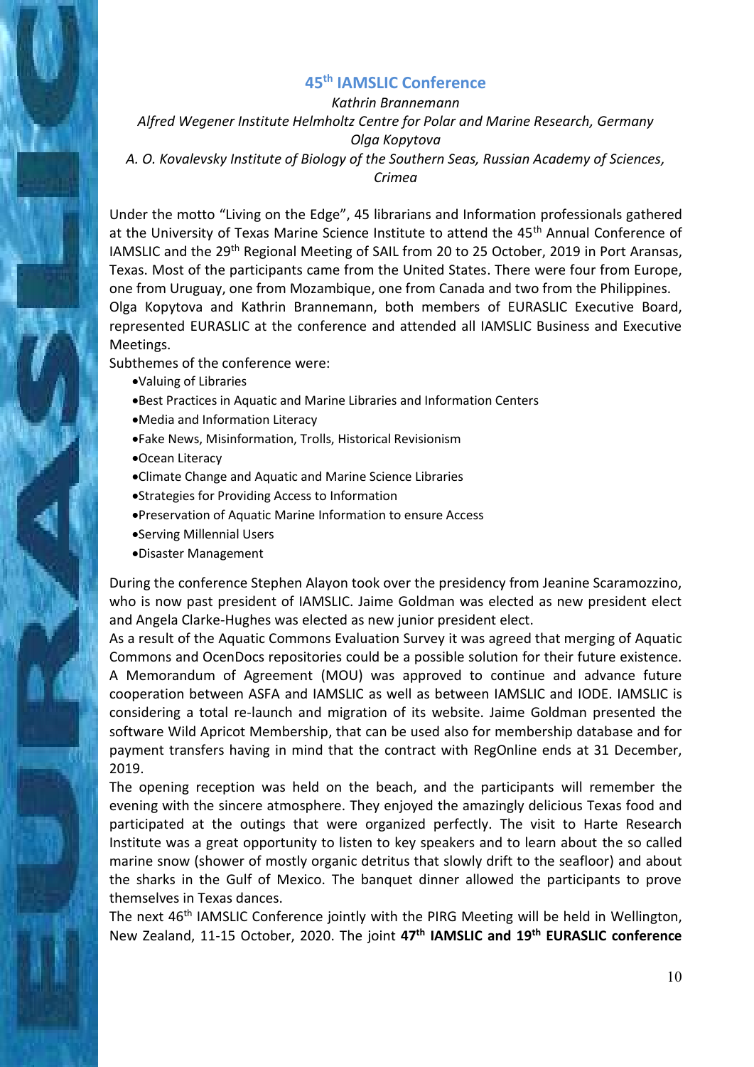## 45th IAMSLIC Conference

*Kathrin Brannemann*
*Alfred Wegener Institute Helmholtz Centre for Polar and Marine Research, Germany*
*Olga Kopytova*
*A. O. Kovalevsky Institute of Biology of the Southern Seas, Russian Academy of Sciences, Crimea*

Under the motto "Living on the Edge", 45 librarians and Information professionals gathered at the University of Texas Marine Science Institute to attend the 45th Annual Conference of IAMSLIC and the 29th Regional Meeting of SAIL from 20 to 25 October, 2019 in Port Aransas, Texas. Most of the participants came from the United States. There were four from Europe, one from Uruguay, one from Mozambique, one from Canada and two from the Philippines.
Olga Kopytova and Kathrin Brannemann, both members of EURASLIC Executive Board, represented EURASLIC at the conference and attended all IAMSLIC Business and Executive Meetings.

Subthemes of the conference were:

- Valuing of Libraries
- Best Practices in Aquatic and Marine Libraries and Information Centers
- Media and Information Literacy
- Fake News, Misinformation, Trolls, Historical Revisionism
- Ocean Literacy
- Climate Change and Aquatic and Marine Science Libraries
- Strategies for Providing Access to Information
- Preservation of Aquatic Marine Information to ensure Access
- Serving Millennial Users
- Disaster Management

During the conference Stephen Alayon took over the presidency from Jeanine Scaramozzino, who is now past president of IAMSLIC. Jaime Goldman was elected as new president elect and Angela Clarke-Hughes was elected as new junior president elect.
As a result of the Aquatic Commons Evaluation Survey it was agreed that merging of Aquatic Commons and OcenDocs repositories could be a possible solution for their future existence. A Memorandum of Agreement (MOU) was approved to continue and advance future cooperation between ASFA and IAMSLIC as well as between IAMSLIC and IODE. IAMSLIC is considering a total re-launch and migration of its website. Jaime Goldman presented the software Wild Apricot Membership, that can be used also for membership database and for payment transfers having in mind that the contract with RegOnline ends at 31 December, 2019.
The opening reception was held on the beach, and the participants will remember the evening with the sincere atmosphere. They enjoyed the amazingly delicious Texas food and participated at the outings that were organized perfectly. The visit to Harte Research Institute was a great opportunity to listen to key speakers and to learn about the so called marine snow (shower of mostly organic detritus that slowly drift to the seafloor) and about the sharks in the Gulf of Mexico. The banquet dinner allowed the participants to prove themselves in Texas dances.
The next 46th IAMSLIC Conference jointly with the PIRG Meeting will be held in Wellington, New Zealand, 11-15 October, 2020. The joint **47th IAMSLIC and 19th EURASLIC conference**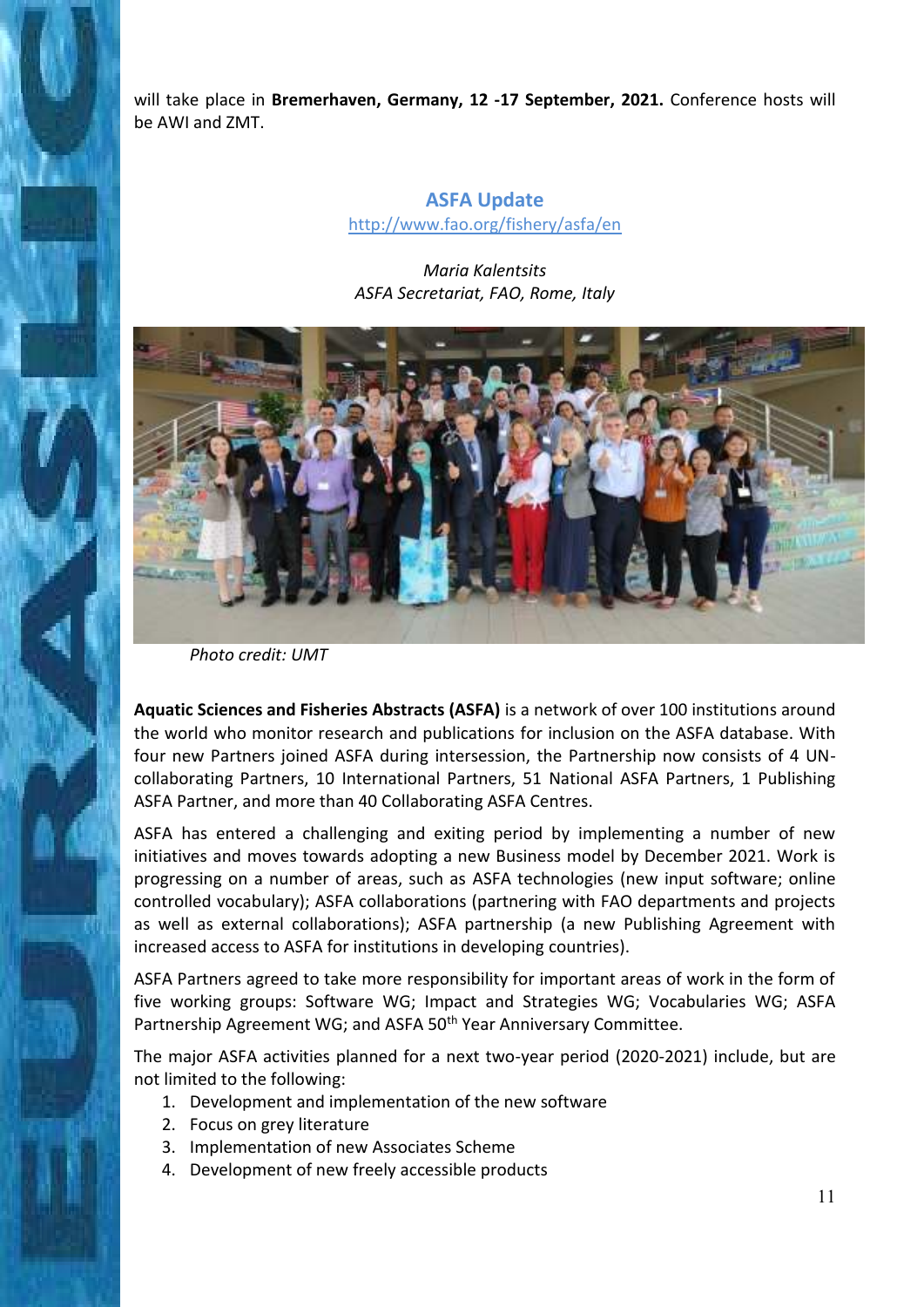will take place in **Bremerhaven, Germany, 12 -17 September, 2021.** Conference hosts will be AWI and ZMT.

## ASFA Update

http://www.fao.org/fishery/asfa/en

*Maria Kalentsits*
*ASFA Secretariat, FAO, Rome, Italy*

*Photo credit: UMT*

**Aquatic Sciences and Fisheries Abstracts (ASFA)** is a network of over 100 institutions around the world who monitor research and publications for inclusion on the ASFA database. With four new Partners joined ASFA during intersession, the Partnership now consists of 4 UN-collaborating Partners, 10 International Partners, 51 National ASFA Partners, 1 Publishing ASFA Partner, and more than 40 Collaborating ASFA Centres.

ASFA has entered a challenging and exiting period by implementing a number of new initiatives and moves towards adopting a new Business model by December 2021. Work is progressing on a number of areas, such as ASFA technologies (new input software; online controlled vocabulary); ASFA collaborations (partnering with FAO departments and projects as well as external collaborations); ASFA partnership (a new Publishing Agreement with increased access to ASFA for institutions in developing countries).

ASFA Partners agreed to take more responsibility for important areas of work in the form of five working groups: Software WG; Impact and Strategies WG; Vocabularies WG; ASFA Partnership Agreement WG; and ASFA 50th Year Anniversary Committee.

The major ASFA activities planned for a next two-year period (2020-2021) include, but are not limited to the following:

1. Development and implementation of the new software
2. Focus on grey literature
3. Implementation of new Associates Scheme
4. Development of new freely accessible products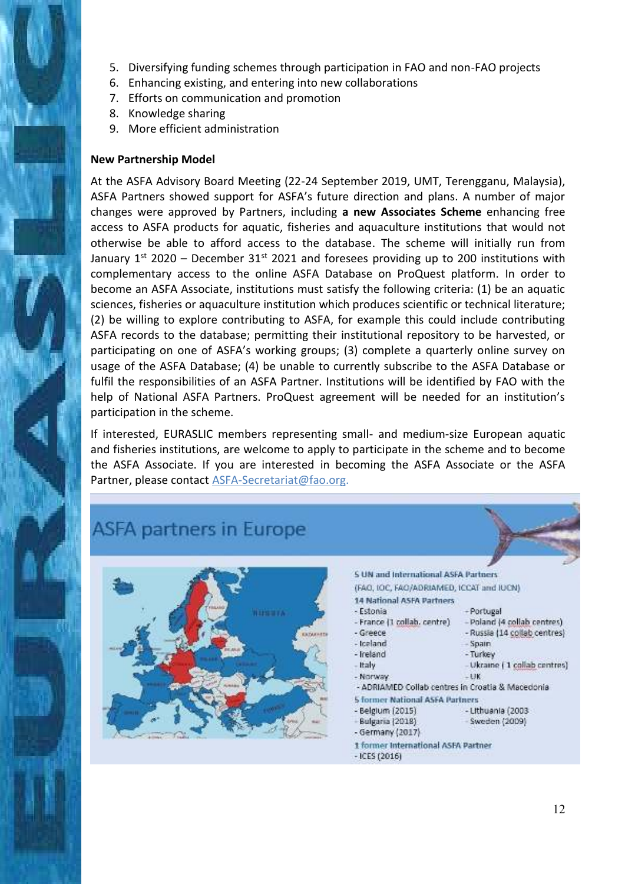5. Diversifying funding schemes through participation in FAO and non-FAO projects
6. Enhancing existing, and entering into new collaborations
7. Efforts on communication and promotion
8. Knowledge sharing
9. More efficient administration

**New Partnership Model**

At the ASFA Advisory Board Meeting (22-24 September 2019, UMT, Terengganu, Malaysia), ASFA Partners showed support for ASFA's future direction and plans. A number of major changes were approved by Partners, including **a new Associates Scheme** enhancing free access to ASFA products for aquatic, fisheries and aquaculture institutions that would not otherwise be able to afford access to the database. The scheme will initially run from January 1st 2020 – December 31st 2021 and foresees providing up to 200 institutions with complementary access to the online ASFA Database on ProQuest platform. In order to become an ASFA Associate, institutions must satisfy the following criteria: (1) be an aquatic sciences, fisheries or aquaculture institution which produces scientific or technical literature; (2) be willing to explore contributing to ASFA, for example this could include contributing ASFA records to the database; permitting their institutional repository to be harvested, or participating on one of ASFA's working groups; (3) complete a quarterly online survey on usage of the ASFA Database; (4) be unable to currently subscribe to the ASFA Database or fulfil the responsibilities of an ASFA Partner. Institutions will be identified by FAO with the help of National ASFA Partners. ProQuest agreement will be needed for an institution's participation in the scheme.

If interested, EURASLIC members representing small- and medium-size European aquatic and fisheries institutions, are welcome to apply to participate in the scheme and to become the ASFA Associate. If you are interested in becoming the ASFA Associate or the ASFA Partner, please contact ASFA-Secretariat@fao.org.

## ASFA partners in Europe

5 UN and International ASFA Partners
(FAO, IOC, FAO/ADRIAMED, ICCAT and IUCN)

14 National ASFA Partners
- Estonia
- France (1 collab. centre)
- Greece
- Iceland
- Ireland
- Italy
- Norway
- Portugal
- Poland (4 collab centres)
- Russia (14 collab centres)
- Spain
- Turkey
- Ukraine (1 collab centres)
- UK
- ADRIAMED Collab centres in Croatia & Macedonia

5 former National ASFA Partners
- Belgium (2015)
- Bulgaria (2018)
- Germany (2017)
- Lithuania (2003
- Sweden (2009)

1 former International ASFA Partner
- ICES (2016)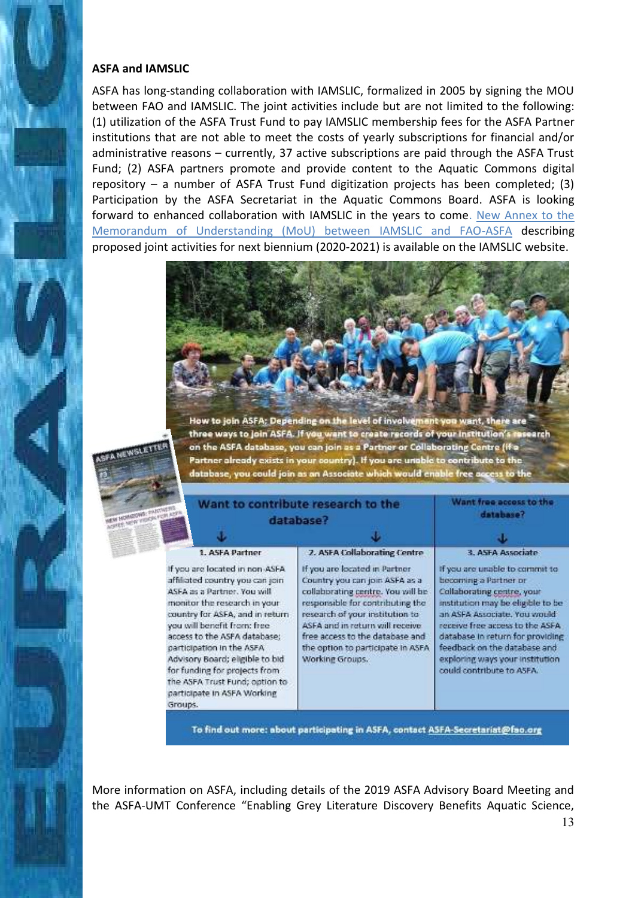**ASFA and IAMSLIC**

ASFA has long-standing collaboration with IAMSLIC, formalized in 2005 by signing the MOU between FAO and IAMSLIC. The joint activities include but are not limited to the following: (1) utilization of the ASFA Trust Fund to pay IAMSLIC membership fees for the ASFA Partner institutions that are not able to meet the costs of yearly subscriptions for financial and/or administrative reasons – currently, 37 active subscriptions are paid through the ASFA Trust Fund; (2) ASFA partners promote and provide content to the Aquatic Commons digital repository – a number of ASFA Trust Fund digitization projects has been completed; (3) Participation by the ASFA Secretariat in the Aquatic Commons Board. ASFA is looking forward to enhanced collaboration with IAMSLIC in the years to come. New Annex to the Memorandum of Understanding (MoU) between IAMSLIC and FAO-ASFA describing proposed joint activities for next biennium (2020-2021) is available on the IAMSLIC website.

How to join ASFA: Depending on the level of involvement you want, there are three ways to join ASFA. If you want to create records of your institution's research on the ASFA database, you can join as a Partner or Collaborating Centre (if a Partner already exists in your country). If you are unable to contribute to the database, you could join as an Associate which would enable free access to the

| Want to contribute research to the database? | | Want free access to the database? |
|---|---|---|
| 1. ASFA Partner | 2. ASFA Collaborating Centre | 3. ASFA Associate |
| If you are located in non-ASFA affiliated country you can join ASFA as a Partner. You will monitor the research in your country for ASFA, and in return you will benefit from: free access to the ASFA database; participation in the ASFA Advisory Board; eligible to bid for funding for projects from the ASFA Trust Fund; option to participate in ASFA Working Groups. | If you are located in Partner Country you can join ASFA as a collaborating centre. You will be responsible for contributing the research of your institution to ASFA and in return will receive free access to the database and the option to participate in ASFA Working Groups. | If you are unable to commit to becoming a Partner or Collaborating centre, your institution may be eligible to be an ASFA Associate. You would receive free access to the ASFA database in return for providing feedback on the database and exploring ways your institution could contribute to ASFA. |

To find out more: about participating in ASFA, contact ASFA-Secretariat@fao.org

More information on ASFA, including details of the 2019 ASFA Advisory Board Meeting and the ASFA-UMT Conference "Enabling Grey Literature Discovery Benefits Aquatic Science,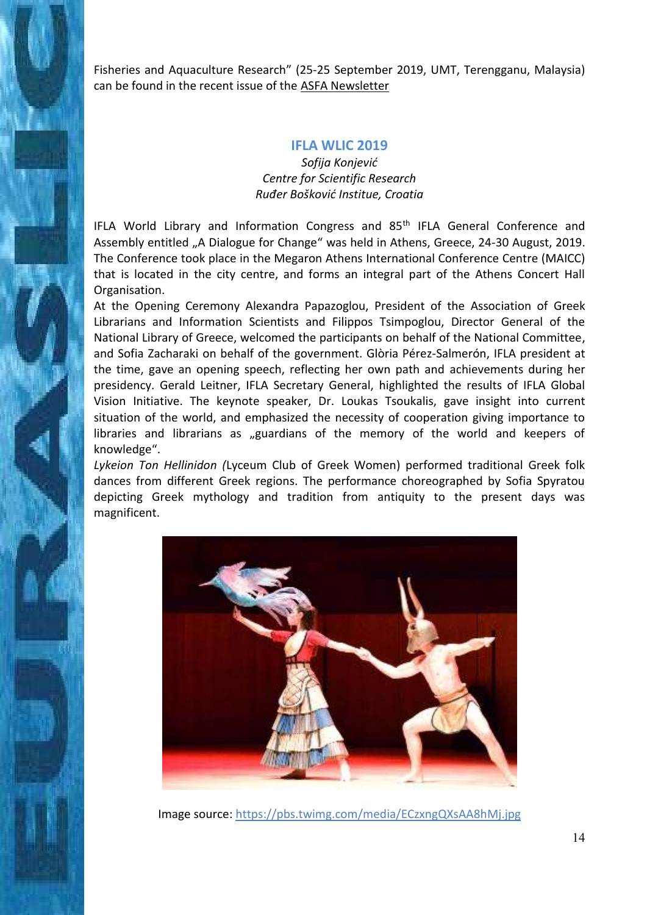Fisheries and Aquaculture Research" (25-25 September 2019, UMT, Terengganu, Malaysia) can be found in the recent issue of the ASFA Newsletter

### IFLA WLIC 2019

*Sofija Konjević*
*Centre for Scientific Research*
*Ruđer Bošković Institue, Croatia*

IFLA World Library and Information Congress and 85th IFLA General Conference and Assembly entitled „A Dialogue for Change" was held in Athens, Greece, 24-30 August, 2019. The Conference took place in the Megaron Athens International Conference Centre (MAICC) that is located in the city centre, and forms an integral part of the Athens Concert Hall Organisation.

At the Opening Ceremony Alexandra Papazoglou, President of the Association of Greek Librarians and Information Scientists and Filippos Tsimpoglou, Director General of the National Library of Greece, welcomed the participants on behalf of the National Committee, and Sofia Zacharaki on behalf of the government. Glòria Pérez-Salmerón, IFLA president at the time, gave an opening speech, reflecting her own path and achievements during her presidency. Gerald Leitner, IFLA Secretary General, highlighted the results of IFLA Global Vision Initiative. The keynote speaker, Dr. Loukas Tsoukalis, gave insight into current situation of the world, and emphasized the necessity of cooperation giving importance to libraries and librarians as „guardians of the memory of the world and keepers of knowledge".

*Lykeion Ton Hellinidon (*Lyceum Club of Greek Women) performed traditional Greek folk dances from different Greek regions. The performance choreographed by Sofia Spyratou depicting Greek mythology and tradition from antiquity to the present days was magnificent.

Image source: https://pbs.twimg.com/media/ECzxngQXsAA8hMj.jpg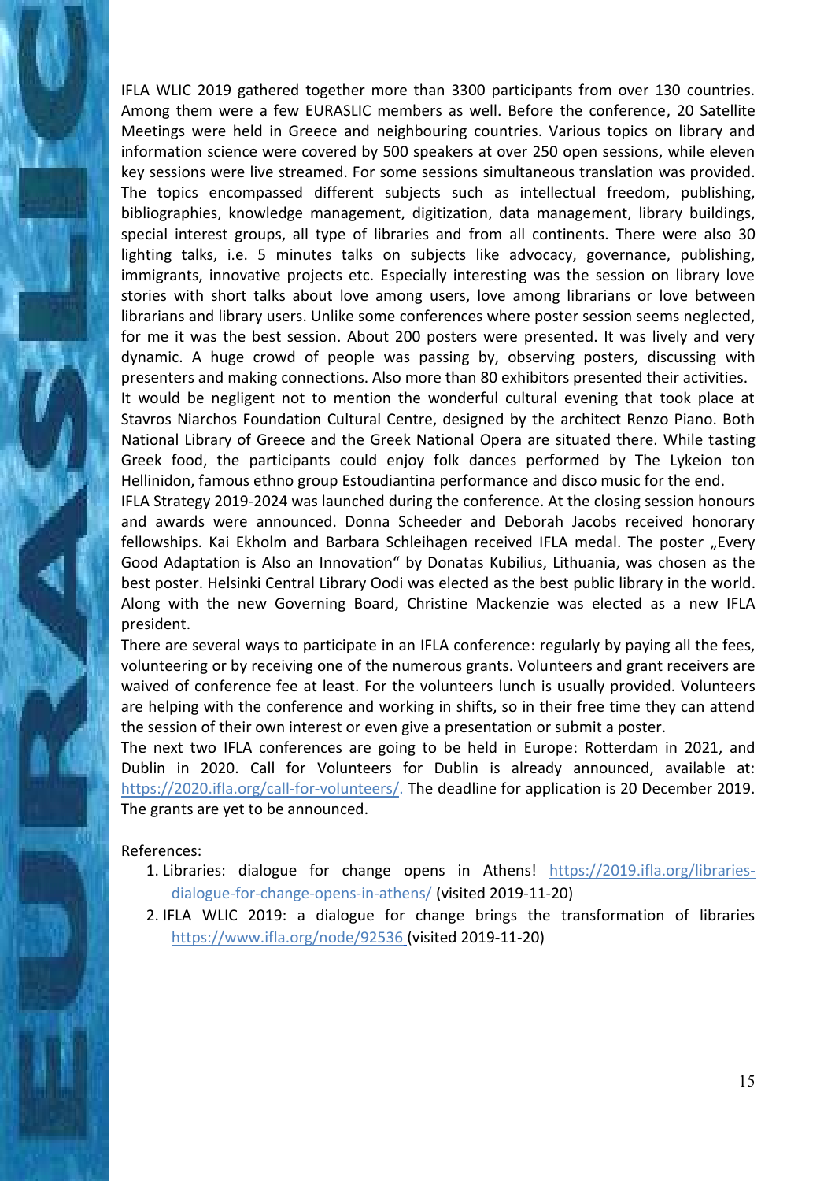IFLA WLIC 2019 gathered together more than 3300 participants from over 130 countries. Among them were a few EURASLIC members as well. Before the conference, 20 Satellite Meetings were held in Greece and neighbouring countries. Various topics on library and information science were covered by 500 speakers at over 250 open sessions, while eleven key sessions were live streamed. For some sessions simultaneous translation was provided. The topics encompassed different subjects such as intellectual freedom, publishing, bibliographies, knowledge management, digitization, data management, library buildings, special interest groups, all type of libraries and from all continents. There were also 30 lighting talks, i.e. 5 minutes talks on subjects like advocacy, governance, publishing, immigrants, innovative projects etc. Especially interesting was the session on library love stories with short talks about love among users, love among librarians or love between librarians and library users. Unlike some conferences where poster session seems neglected, for me it was the best session. About 200 posters were presented. It was lively and very dynamic. A huge crowd of people was passing by, observing posters, discussing with presenters and making connections. Also more than 80 exhibitors presented their activities.

It would be negligent not to mention the wonderful cultural evening that took place at Stavros Niarchos Foundation Cultural Centre, designed by the architect Renzo Piano. Both National Library of Greece and the Greek National Opera are situated there. While tasting Greek food, the participants could enjoy folk dances performed by The Lykeion ton Hellinidon, famous ethno group Estoudiantina performance and disco music for the end.

IFLA Strategy 2019-2024 was launched during the conference. At the closing session honours and awards were announced. Donna Scheeder and Deborah Jacobs received honorary fellowships. Kai Ekholm and Barbara Schleihagen received IFLA medal. The poster „Every Good Adaptation is Also an Innovation“ by Donatas Kubilius, Lithuania, was chosen as the best poster. Helsinki Central Library Oodi was elected as the best public library in the world. Along with the new Governing Board, Christine Mackenzie was elected as a new IFLA president.

There are several ways to participate in an IFLA conference: regularly by paying all the fees, volunteering or by receiving one of the numerous grants. Volunteers and grant receivers are waived of conference fee at least. For the volunteers lunch is usually provided. Volunteers are helping with the conference and working in shifts, so in their free time they can attend the session of their own interest or even give a presentation or submit a poster.

The next two IFLA conferences are going to be held in Europe: Rotterdam in 2021, and Dublin in 2020. Call for Volunteers for Dublin is already announced, available at: https://2020.ifla.org/call-for-volunteers/. The deadline for application is 20 December 2019. The grants are yet to be announced.

References:

1. Libraries: dialogue for change opens in Athens! https://2019.ifla.org/libraries-dialogue-for-change-opens-in-athens/ (visited 2019-11-20)
2. IFLA WLIC 2019: a dialogue for change brings the transformation of libraries https://www.ifla.org/node/92536 (visited 2019-11-20)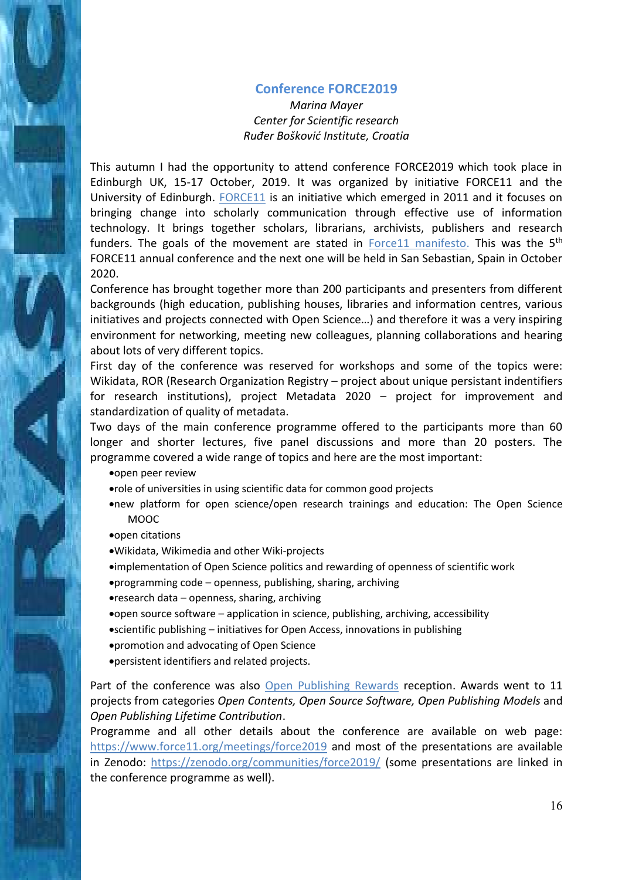## Conference FORCE2019

*Marina Mayer*
*Center for Scientific research*
*Ruđer Bošković Institute, Croatia*

This autumn I had the opportunity to attend conference FORCE2019 which took place in Edinburgh UK, 15-17 October, 2019. It was organized by initiative FORCE11 and the University of Edinburgh. [FORCE11](https://www.force11.org) is an initiative which emerged in 2011 and it focuses on bringing change into scholarly communication through effective use of information technology. It brings together scholars, librarians, archivists, publishers and research funders. The goals of the movement are stated in [Force11 manifesto.](https://www.force11.org) This was the 5th FORCE11 annual conference and the next one will be held in San Sebastian, Spain in October 2020.

Conference has brought together more than 200 participants and presenters from different backgrounds (high education, publishing houses, libraries and information centres, various initiatives and projects connected with Open Science…) and therefore it was a very inspiring environment for networking, meeting new colleagues, planning collaborations and hearing about lots of very different topics.

First day of the conference was reserved for workshops and some of the topics were: Wikidata, ROR (Research Organization Registry – project about unique persistant indentifiers for research institutions), project Metadata 2020 – project for improvement and standardization of quality of metadata.

Two days of the main conference programme offered to the participants more than 60 longer and shorter lectures, five panel discussions and more than 20 posters. The programme covered a wide range of topics and here are the most important:

- open peer review
- role of universities in using scientific data for common good projects
- new platform for open science/open research trainings and education: The Open Science MOOC
- open citations
- Wikidata, Wikimedia and other Wiki-projects
- implementation of Open Science politics and rewarding of openness of scientific work
- programming code – openness, publishing, sharing, archiving
- research data – openness, sharing, archiving
- open source software – application in science, publishing, archiving, accessibility
- scientific publishing – initiatives for Open Access, innovations in publishing
- promotion and advocating of Open Science
- persistent identifiers and related projects.

Part of the conference was also [Open Publishing Rewards](https://www.force11.org) reception. Awards went to 11 projects from categories *Open Contents, Open Source Software, Open Publishing Models* and *Open Publishing Lifetime Contribution*.

Programme and all other details about the conference are available on web page: https://www.force11.org/meetings/force2019 and most of the presentations are available in Zenodo: https://zenodo.org/communities/force2019/ (some presentations are linked in the conference programme as well).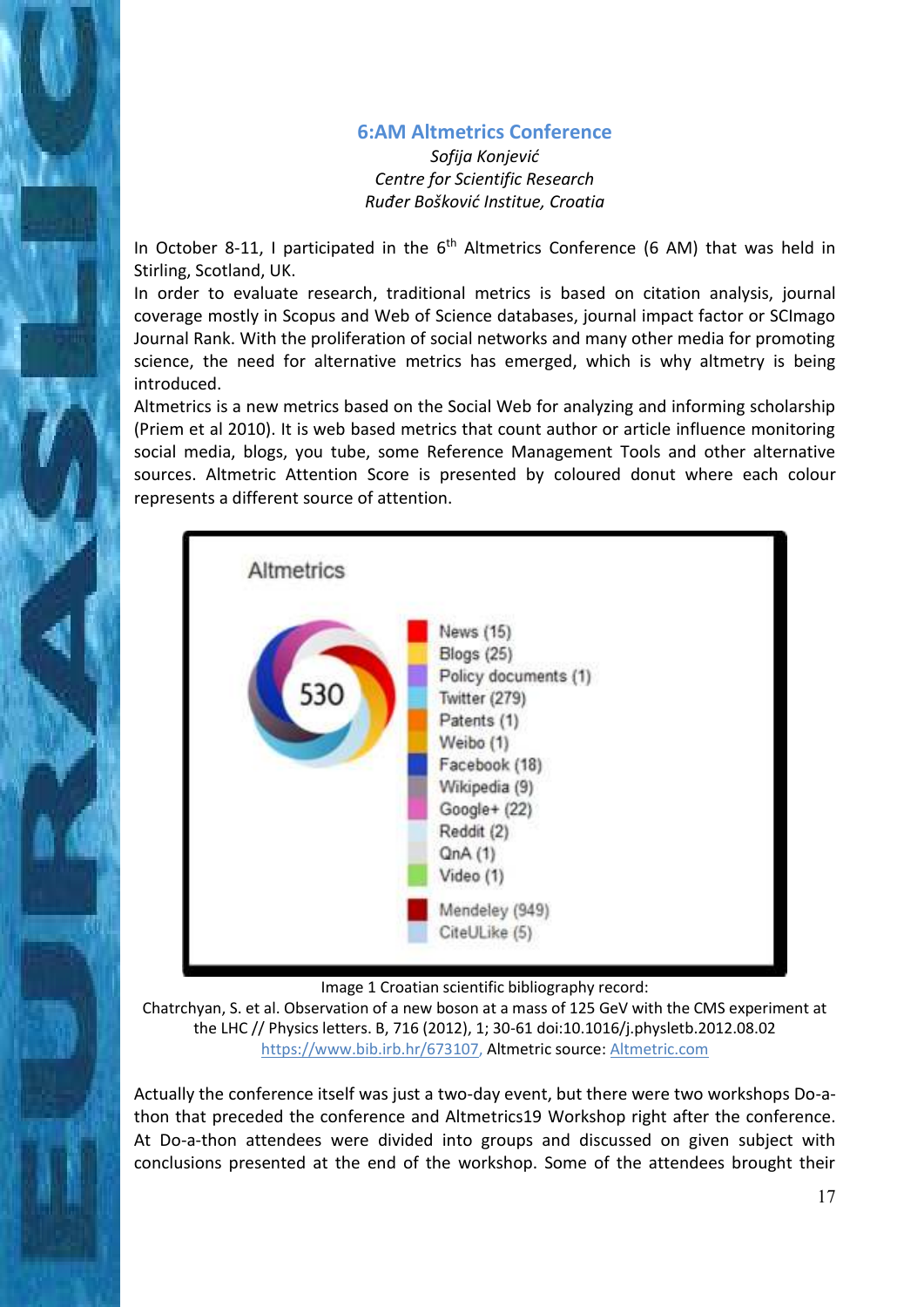## 6:AM Altmetrics Conference

*Sofija Konjević*
*Centre for Scientific Research*
*Ruđer Bošković Institue, Croatia*

In October 8-11, I participated in the 6th Altmetrics Conference (6 AM) that was held in Stirling, Scotland, UK.

In order to evaluate research, traditional metrics is based on citation analysis, journal coverage mostly in Scopus and Web of Science databases, journal impact factor or SCImago Journal Rank. With the proliferation of social networks and many other media for promoting science, the need for alternative metrics has emerged, which is why altmetry is being introduced.

Altmetrics is a new metrics based on the Social Web for analyzing and informing scholarship (Priem et al 2010). It is web based metrics that count author or article influence monitoring social media, blogs, you tube, some Reference Management Tools and other alternative sources. Altmetric Attention Score is presented by coloured donut where each colour represents a different source of attention.

Altmetrics

530

- News (15)
- Blogs (25)
- Policy documents (1)
- Twitter (279)
- Patents (1)
- Weibo (1)
- Facebook (18)
- Wikipedia (9)
- Google+ (22)
- Reddit (2)
- QnA (1)
- Video (1)
- Mendeley (949)
- CiteULike (5)

Image 1 Croatian scientific bibliography record:
Chatrchyan, S. et al. Observation of a new boson at a mass of 125 GeV with the CMS experiment at the LHC // Physics letters. B, 716 (2012), 1; 30-61 doi:10.1016/j.physletb.2012.08.02
https://www.bib.irb.hr/673107, Altmetric source: Altmetric.com

Actually the conference itself was just a two-day event, but there were two workshops Do-a-thon that preceded the conference and Altmetrics19 Workshop right after the conference. At Do-a-thon attendees were divided into groups and discussed on given subject with conclusions presented at the end of the workshop. Some of the attendees brought their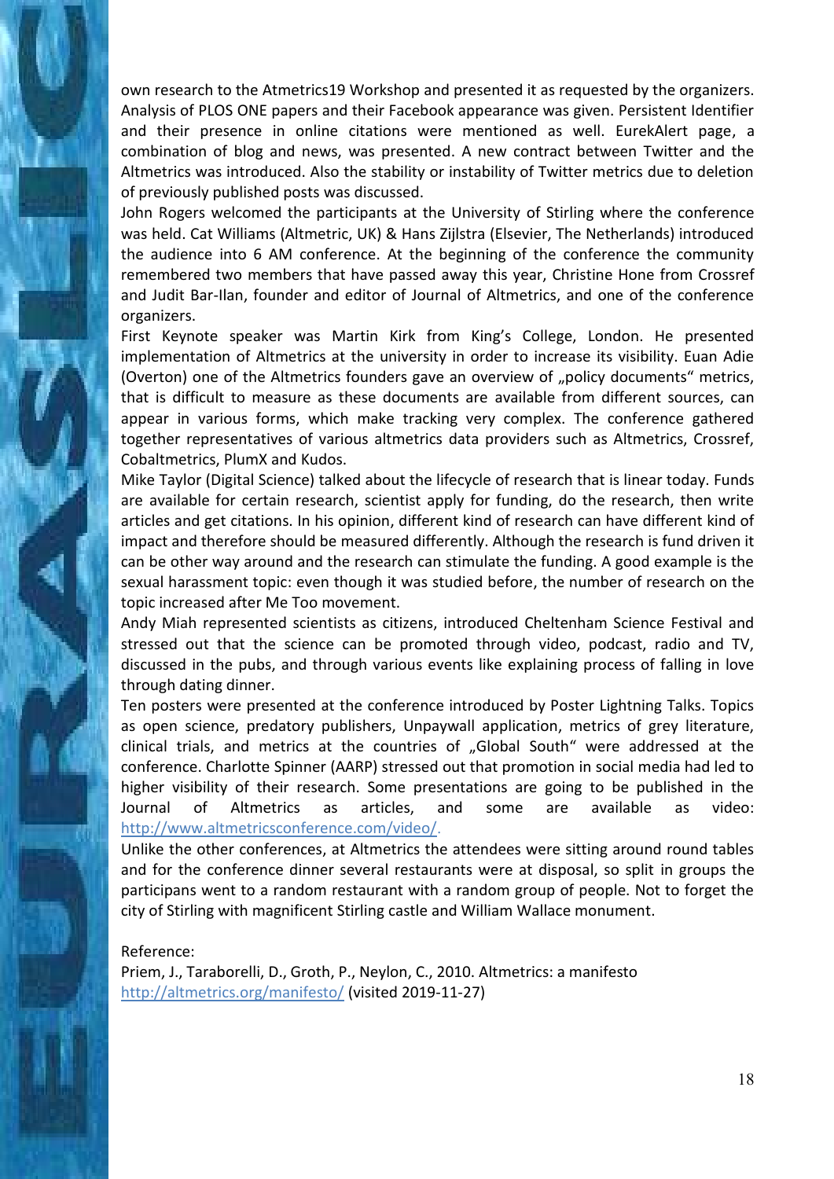own research to the Atmetrics19 Workshop and presented it as requested by the organizers. Analysis of PLOS ONE papers and their Facebook appearance was given. Persistent Identifier and their presence in online citations were mentioned as well. EurekAlert page, a combination of blog and news, was presented. A new contract between Twitter and the Altmetrics was introduced. Also the stability or instability of Twitter metrics due to deletion of previously published posts was discussed.

John Rogers welcomed the participants at the University of Stirling where the conference was held. Cat Williams (Altmetric, UK) & Hans Zijlstra (Elsevier, The Netherlands) introduced the audience into 6 AM conference. At the beginning of the conference the community remembered two members that have passed away this year, Christine Hone from Crossref and Judit Bar-Ilan, founder and editor of Journal of Altmetrics, and one of the conference organizers.

First Keynote speaker was Martin Kirk from King's College, London. He presented implementation of Altmetrics at the university in order to increase its visibility. Euan Adie (Overton) one of the Altmetrics founders gave an overview of „policy documents" metrics, that is difficult to measure as these documents are available from different sources, can appear in various forms, which make tracking very complex. The conference gathered together representatives of various altmetrics data providers such as Altmetrics, Crossref, Cobaltmetrics, PlumX and Kudos.

Mike Taylor (Digital Science) talked about the lifecycle of research that is linear today. Funds are available for certain research, scientist apply for funding, do the research, then write articles and get citations. In his opinion, different kind of research can have different kind of impact and therefore should be measured differently. Although the research is fund driven it can be other way around and the research can stimulate the funding. A good example is the sexual harassment topic: even though it was studied before, the number of research on the topic increased after Me Too movement.

Andy Miah represented scientists as citizens, introduced Cheltenham Science Festival and stressed out that the science can be promoted through video, podcast, radio and TV, discussed in the pubs, and through various events like explaining process of falling in love through dating dinner.

Ten posters were presented at the conference introduced by Poster Lightning Talks. Topics as open science, predatory publishers, Unpaywall application, metrics of grey literature, clinical trials, and metrics at the countries of „Global South" were addressed at the conference. Charlotte Spinner (AARP) stressed out that promotion in social media had led to higher visibility of their research. Some presentations are going to be published in the Journal of Altmetrics as articles, and some are available as video: http://www.altmetricsconference.com/video/.

Unlike the other conferences, at Altmetrics the attendees were sitting around round tables and for the conference dinner several restaurants were at disposal, so split in groups the participans went to a random restaurant with a random group of people. Not to forget the city of Stirling with magnificent Stirling castle and William Wallace monument.

Reference:

Priem, J., Taraborelli, D., Groth, P., Neylon, C., 2010. Altmetrics: a manifesto http://altmetrics.org/manifesto/ (visited 2019-11-27)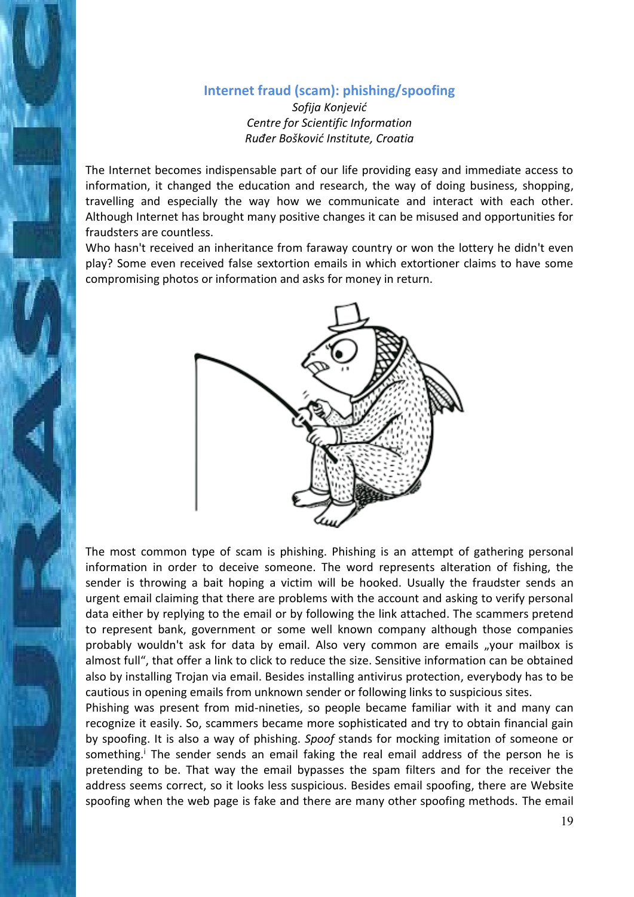## Internet fraud (scam): phishing/spoofing

*Sofija Konjević*
*Centre for Scientific Information*
*Ruđer Bošković Institute, Croatia*

The Internet becomes indispensable part of our life providing easy and immediate access to information, it changed the education and research, the way of doing business, shopping, travelling and especially the way how we communicate and interact with each other. Although Internet has brought many positive changes it can be misused and opportunities for fraudsters are countless.

Who hasn't received an inheritance from faraway country or won the lottery he didn't even play? Some even received false sextortion emails in which extortioner claims to have some compromising photos or information and asks for money in return.

The most common type of scam is phishing. Phishing is an attempt of gathering personal information in order to deceive someone. The word represents alteration of fishing, the sender is throwing a bait hoping a victim will be hooked. Usually the fraudster sends an urgent email claiming that there are problems with the account and asking to verify personal data either by replying to the email or by following the link attached. The scammers pretend to represent bank, government or some well known company although those companies probably wouldn't ask for data by email. Also very common are emails „your mailbox is almost full", that offer a link to click to reduce the size. Sensitive information can be obtained also by installing Trojan via email. Besides installing antivirus protection, everybody has to be cautious in opening emails from unknown sender or following links to suspicious sites.

Phishing was present from mid-nineties, so people became familiar with it and many can recognize it easily. So, scammers became more sophisticated and try to obtain financial gain by spoofing. It is also a way of phishing. *Spoof* stands for mocking imitation of someone or something.[i] The sender sends an email faking the real email address of the person he is pretending to be. That way the email bypasses the spam filters and for the receiver the address seems correct, so it looks less suspicious. Besides email spoofing, there are Website spoofing when the web page is fake and there are many other spoofing methods. The email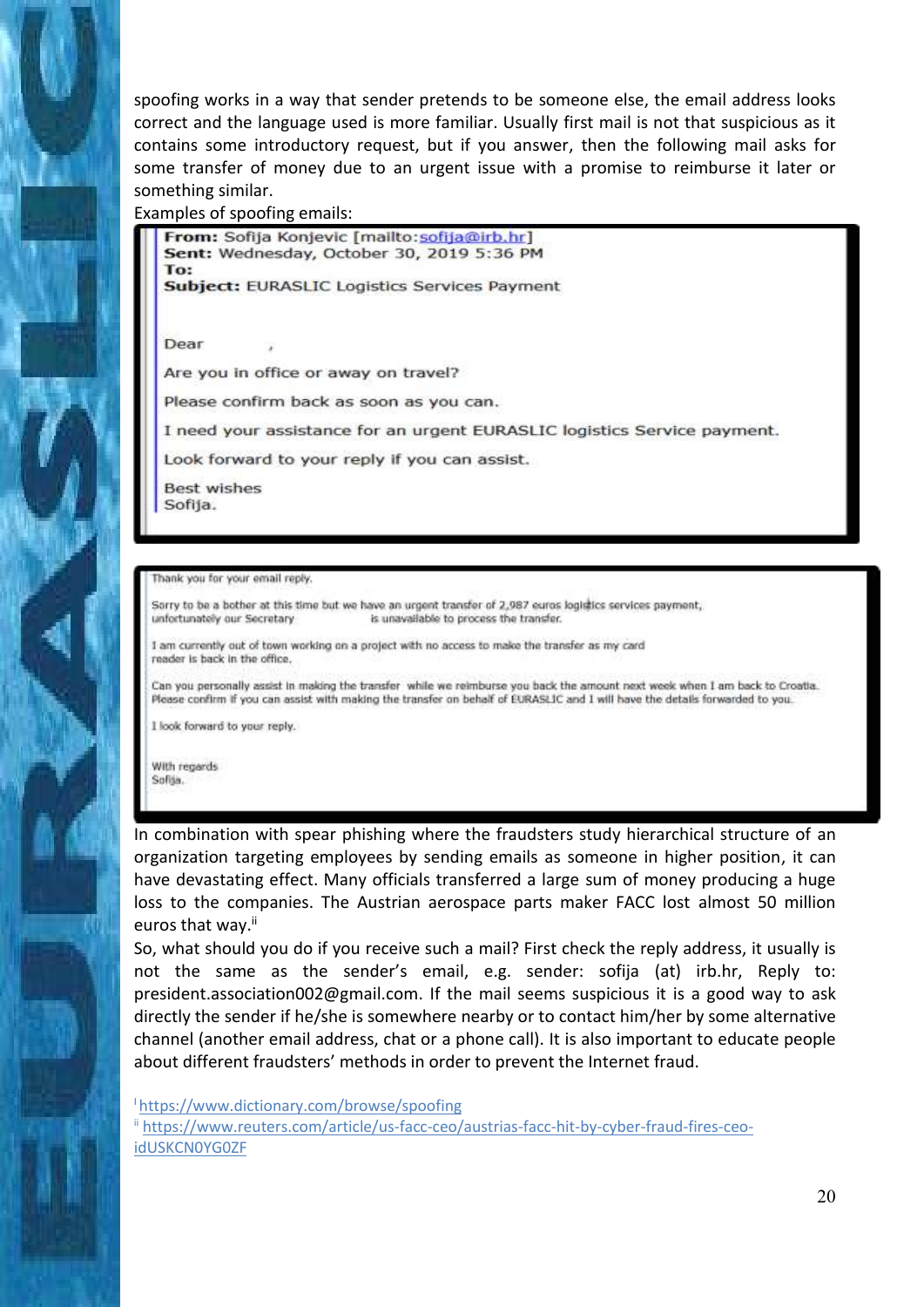spoofing works in a way that sender pretends to be someone else, the email address looks correct and the language used is more familiar. Usually first mail is not that suspicious as it contains some introductory request, but if you answer, then the following mail asks for some transfer of money due to an urgent issue with a promise to reimburse it later or something similar.

Examples of spoofing emails:

> **From:** Sofija Konjevic [mailto:sofija@irb.hr]
> **Sent:** Wednesday, October 30, 2019 5:36 PM
> **To:**
> **Subject:** EURASLIC Logistics Services Payment
>
> Dear ,
>
> Are you in office or away on travel?
>
> Please confirm back as soon as you can.
>
> I need your assistance for an urgent EURASLIC logistics Service payment.
>
> Look forward to your reply if you can assist.
>
> Best wishes
> Sofija.

> Thank you for your email reply.
>
> Sorry to be a bother at this time but we have an urgent transfer of 2,987 euros logistics services payment, unfortunately our Secretary is unavailable to process the transfer.
>
> I am currently out of town working on a project with no access to make the transfer as my card reader is back in the office.
>
> Can you personally assist in making the transfer while we reimburse you back the amount next week when I am back to Croatia. Please confirm if you can assist with making the transfer on behalf of EURASLIC and I will have the details forwarded to you.
>
> I look forward to your reply.
>
> With regards
> Sofija.

In combination with spear phishing where the fraudsters study hierarchical structure of an organization targeting employees by sending emails as someone in higher position, it can have devastating effect. Many officials transferred a large sum of money producing a huge loss to the companies. The Austrian aerospace parts maker FACC lost almost 50 million euros that way.[ii]

So, what should you do if you receive such a mail? First check the reply address, it usually is not the same as the sender's email, e.g. sender: sofija (at) irb.hr, Reply to: president.association002@gmail.com. If the mail seems suspicious it is a good way to ask directly the sender if he/she is somewhere nearby or to contact him/her by some alternative channel (another email address, chat or a phone call). It is also important to educate people about different fraudsters' methods in order to prevent the Internet fraud.

[i] https://www.dictionary.com/browse/spoofing

[ii] https://www.reuters.com/article/us-facc-ceo/austrias-facc-hit-by-cyber-fraud-fires-ceo-idUSKCN0YG0ZF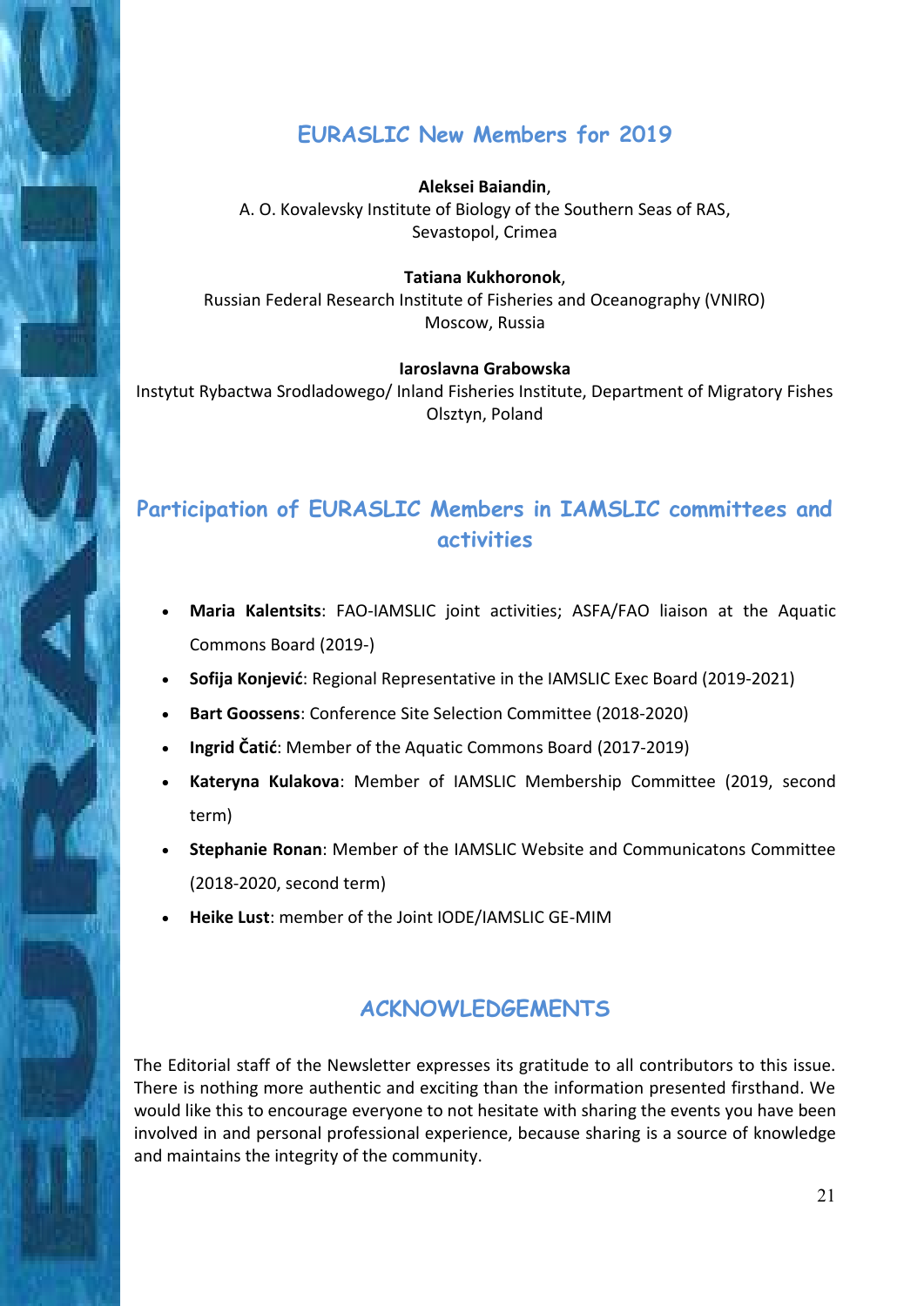## EURASLIC New Members for 2019

**Aleksei Baiandin**,
A. O. Kovalevsky Institute of Biology of the Southern Seas of RAS,
Sevastopol, Crimea

**Tatiana Kukhoronok**,
Russian Federal Research Institute of Fisheries and Oceanography (VNIRO)
Moscow, Russia

**Iaroslavna Grabowska**
Instytut Rybactwa Srodladowego/ Inland Fisheries Institute, Department of Migratory Fishes
Olsztyn, Poland

## Participation of EURASLIC Members in IAMSLIC committees and activities

- **Maria Kalentsits**: FAO-IAMSLIC joint activities; ASFA/FAO liaison at the Aquatic Commons Board (2019-)
- **Sofija Konjević**: Regional Representative in the IAMSLIC Exec Board (2019-2021)
- **Bart Goossens**: Conference Site Selection Committee (2018-2020)
- **Ingrid Čatić**: Member of the Aquatic Commons Board (2017-2019)
- **Kateryna Kulakova**: Member of IAMSLIC Membership Committee (2019, second term)
- **Stephanie Ronan**: Member of the IAMSLIC Website and Communicatons Committee (2018-2020, second term)
- **Heike Lust**: member of the Joint IODE/IAMSLIC GE-MIM

## ACKNOWLEDGEMENTS

The Editorial staff of the Newsletter expresses its gratitude to all contributors to this issue. There is nothing more authentic and exciting than the information presented firsthand. We would like this to encourage everyone to not hesitate with sharing the events you have been involved in and personal professional experience, because sharing is a source of knowledge and maintains the integrity of the community.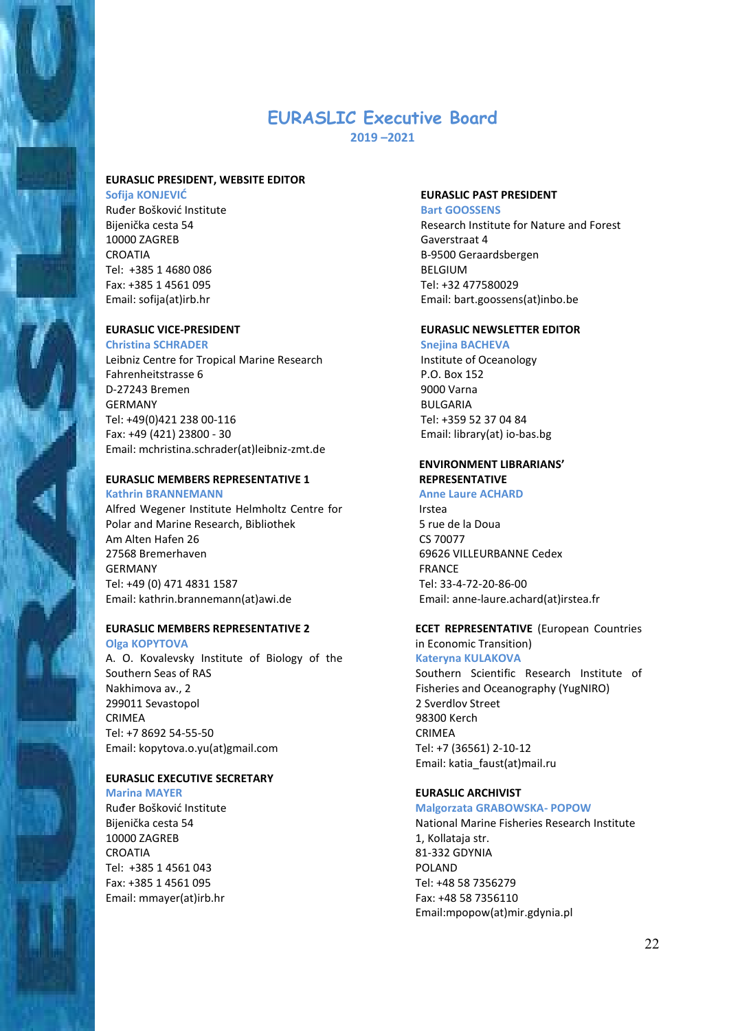# EURASLIC Executive Board

**2019 –2021**

**EURASLIC PRESIDENT, WEBSITE EDITOR**
Sofija KONJEVIĆ
Ruđer Bošković Institute
Bijenička cesta 54
10000 ZAGREB
CROATIA
Tel: +385 1 4680 086
Fax: +385 1 4561 095
Email: sofija(at)irb.hr

**EURASLIC VICE-PRESIDENT**
Christina SCHRADER
Leibniz Centre for Tropical Marine Research
Fahrenheitstrasse 6
D-27243 Bremen
GERMANY
Tel: +49(0)421 238 00-116
Fax: +49 (421) 23800 - 30
Email: mchristina.schrader(at)leibniz-zmt.de

**EURASLIC MEMBERS REPRESENTATIVE 1**
Kathrin BRANNEMANN
Alfred Wegener Institute Helmholtz Centre for Polar and Marine Research, Bibliothek
Am Alten Hafen 26
27568 Bremerhaven
GERMANY
Tel: +49 (0) 471 4831 1587
Email: kathrin.brannemann(at)awi.de

**EURASLIC MEMBERS REPRESENTATIVE 2**
Olga KOPYTOVA
A. O. Kovalevsky Institute of Biology of the Southern Seas of RAS
Nakhimova av., 2
299011 Sevastopol
CRIMEA
Tel: +7 8692 54-55-50
Email: kopytova.o.yu(at)gmail.com

**EURASLIC EXECUTIVE SECRETARY**
Marina MAYER
Ruđer Bošković Institute
Bijenička cesta 54
10000 ZAGREB
CROATIA
Tel: +385 1 4561 043
Fax: +385 1 4561 095
Email: mmayer(at)irb.hr

**EURASLIC PAST PRESIDENT**
Bart GOOSSENS
Research Institute for Nature and Forest
Gaverstraat 4
B-9500 Geraardsbergen
BELGIUM
Tel: +32 477580029
Email: bart.goossens(at)inbo.be

**EURASLIC NEWSLETTER EDITOR**
Snejina BACHEVA
Institute of Oceanology
P.O. Box 152
9000 Varna
BULGARIA
Tel: +359 52 37 04 84
Email: library(at) io-bas.bg

**ENVIRONMENT LIBRARIANS' REPRESENTATIVE**
Anne Laure ACHARD
Irstea
5 rue de la Doua
CS 70077
69626 VILLEURBANNE Cedex
FRANCE
Tel: 33-4-72-20-86-00
Email: anne-laure.achard(at)irstea.fr

**ECET REPRESENTATIVE** (European Countries in Economic Transition)
Kateryna KULAKOVA
Southern Scientific Research Institute of Fisheries and Oceanography (YugNIRO)
2 Sverdlov Street
98300 Kerch
CRIMEA
Tel: +7 (36561) 2-10-12
Email: katia_faust(at)mail.ru

**EURASLIC ARCHIVIST**
Malgorzata GRABOWSKA- POPOW
National Marine Fisheries Research Institute
1, Kollataja str.
81-332 GDYNIA
POLAND
Tel: +48 58 7356279
Fax: +48 58 7356110
Email:mpopow(at)mir.gdynia.pl